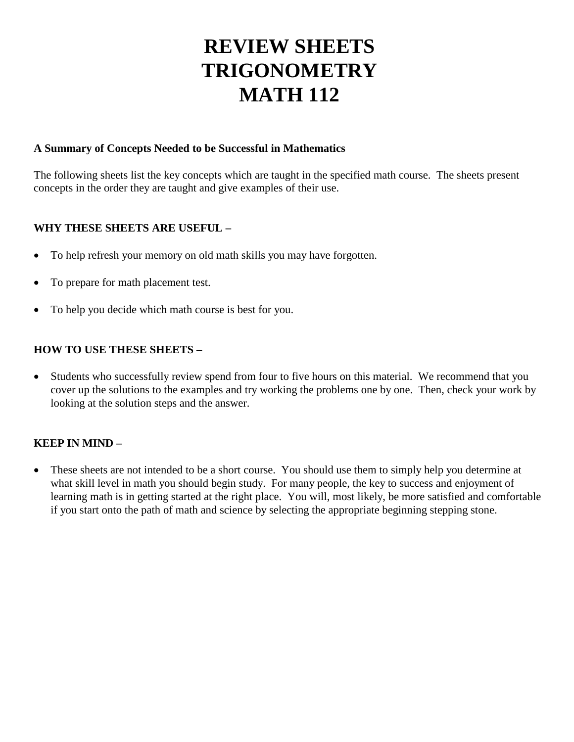# REVIEW SHEETS
# TRIGONOMETRY
# MATH 112

**A Summary of Concepts Needed to be Successful in Mathematics**

The following sheets list the key concepts which are taught in the specified math course. The sheets present concepts in the order they are taught and give examples of their use.

**WHY THESE SHEETS ARE USEFUL –**

- To help refresh your memory on old math skills you may have forgotten.
- To prepare for math placement test.
- To help you decide which math course is best for you.

**HOW TO USE THESE SHEETS –**

- Students who successfully review spend from four to five hours on this material. We recommend that you cover up the solutions to the examples and try working the problems one by one. Then, check your work by looking at the solution steps and the answer.

**KEEP IN MIND –**

- These sheets are not intended to be a short course. You should use them to simply help you determine at what skill level in math you should begin study. For many people, the key to success and enjoyment of learning math is in getting started at the right place. You will, most likely, be more satisfied and comfortable if you start onto the path of math and science by selecting the appropriate beginning stepping stone.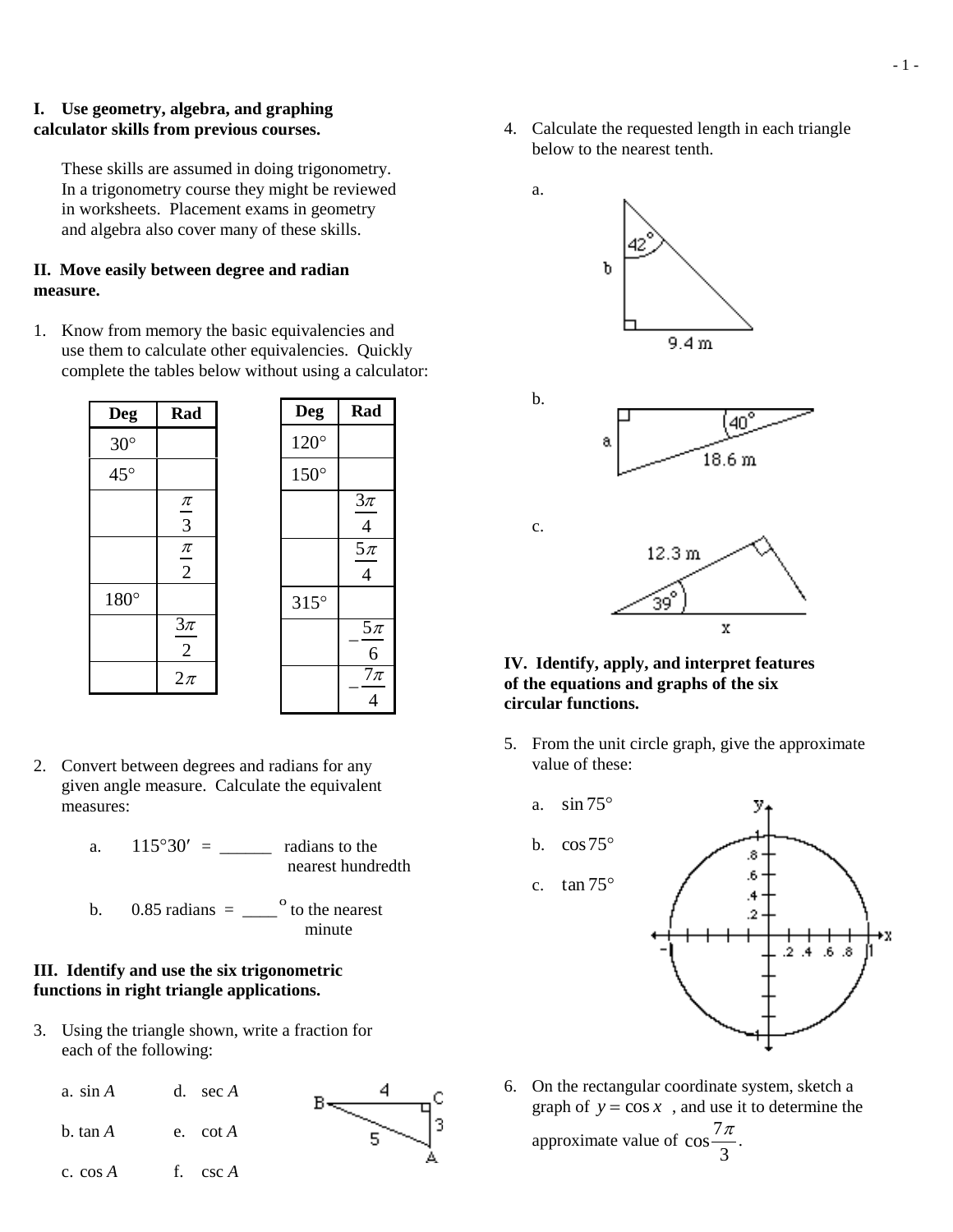**I. Use geometry, algebra, and graphing calculator skills from previous courses.**

These skills are assumed in doing trigonometry. In a trigonometry course they might be reviewed in worksheets. Placement exams in geometry and algebra also cover many of these skills.

**II. Move easily between degree and radian measure.**

1. Know from memory the basic equivalencies and use them to calculate other equivalencies. Quickly complete the tables below without using a calculator:

| Deg | Rad |
|---|---|
| 30° | |
| 45° | |
| | $\frac{\pi}{3}$ |
| | $\frac{\pi}{2}$ |
| 180° | |
| | $\frac{3\pi}{2}$ |
| | $2\pi$ |

| Deg | Rad |
|---|---|
| 120° | |
| 150° | |
| | $\frac{3\pi}{4}$ |
| | $\frac{5\pi}{4}$ |
| 315° | |
| | $-\frac{5\pi}{6}$ |
| | $-\frac{7\pi}{4}$ |

2. Convert between degrees and radians for any given angle measure. Calculate the equivalent measures:

   a. $115°30'$ = ______ radians to the nearest hundredth

   b. 0.85 radians = ____° to the nearest minute

**III. Identify and use the six trigonometric functions in right triangle applications.**

3. Using the triangle shown, write a fraction for each of the following:

   a. $\sin A$ &nbsp;&nbsp;&nbsp; d. $\sec A$

   b. $\tan A$ &nbsp;&nbsp;&nbsp; e. $\cot A$

   c. $\cos A$ &nbsp;&nbsp;&nbsp; f. $\csc A$

4. Calculate the requested length in each triangle below to the nearest tenth.

   a.

   b.

   c.

**IV. Identify, apply, and interpret features of the equations and graphs of the six circular functions.**

5. From the unit circle graph, give the approximate value of these:

   a. $\sin 75°$

   b. $\cos 75°$

   c. $\tan 75°$

6. On the rectangular coordinate system, sketch a graph of $y = \cos x$ , and use it to determine the approximate value of $\cos\frac{7\pi}{3}$.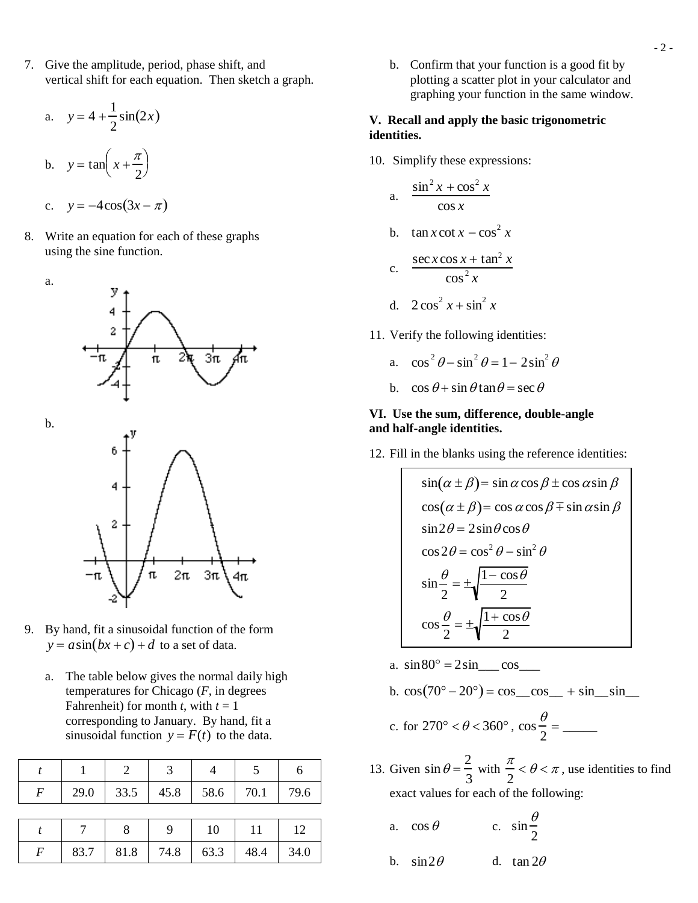7. Give the amplitude, period, phase shift, and vertical shift for each equation. Then sketch a graph.

   a. $y = 4 + \frac{1}{2}\sin(2x)$

   b. $y = \tan\left(x + \frac{\pi}{2}\right)$

   c. $y = -4\cos(3x - \pi)$

8. Write an equation for each of these graphs using the sine function.

   a.

   b.

9. By hand, fit a sinusoidal function of the form $y = a\sin(bx + c) + d$ to a set of data.

   a. The table below gives the normal daily high temperatures for Chicago ($F$, in degrees Fahrenheit) for month $t$, with $t = 1$ corresponding to January. By hand, fit a sinusoidal function $y = F(t)$ to the data.

| $t$ | 1 | 2 | 3 | 4 | 5 | 6 |
|---|---|---|---|---|---|---|
| $F$ | 29.0 | 33.5 | 45.8 | 58.6 | 70.1 | 79.6 |

| $t$ | 7 | 8 | 9 | 10 | 11 | 12 |
|---|---|---|---|---|---|---|
| $F$ | 83.7 | 81.8 | 74.8 | 63.3 | 48.4 | 34.0 |

   b. Confirm that your function is a good fit by plotting a scatter plot in your calculator and graphing your function in the same window.

**V. Recall and apply the basic trigonometric identities.**

10. Simplify these expressions:

    a. $\dfrac{\sin^2 x + \cos^2 x}{\cos x}$

    b. $\tan x \cot x - \cos^2 x$

    c. $\dfrac{\sec x \cos x + \tan^2 x}{\cos^2 x}$

    d. $2\cos^2 x + \sin^2 x$

11. Verify the following identities:

    a. $\cos^2\theta - \sin^2\theta = 1 - 2\sin^2\theta$

    b. $\cos\theta + \sin\theta\tan\theta = \sec\theta$

**VI. Use the sum, difference, double-angle and half-angle identities.**

12. Fill in the blanks using the reference identities:

$$\sin(\alpha \pm \beta) = \sin\alpha\cos\beta \pm \cos\alpha\sin\beta$$
$$\cos(\alpha \pm \beta) = \cos\alpha\cos\beta \mp \sin\alpha\sin\beta$$
$$\sin 2\theta = 2\sin\theta\cos\theta$$
$$\cos 2\theta = \cos^2\theta - \sin^2\theta$$
$$\sin\frac{\theta}{2} = \pm\sqrt{\frac{1-\cos\theta}{2}}$$
$$\cos\frac{\theta}{2} = \pm\sqrt{\frac{1+\cos\theta}{2}}$$

    a. $\sin 80° = 2\sin\_\_\_\cos\_\_\_$

    b. $\cos(70° - 20°) = \cos\_\_\cos\_\_ + \sin\_\_\sin\_\_$

    c. for $270° < \theta < 360°$, $\cos\frac{\theta}{2} =$ \_\_\_\_\_

13. Given $\sin\theta = \frac{2}{3}$ with $\frac{\pi}{2} < \theta < \pi$, use identities to find exact values for each of the following:

    a. $\cos\theta$

    b. $\sin 2\theta$

    c. $\sin\frac{\theta}{2}$

    d. $\tan 2\theta$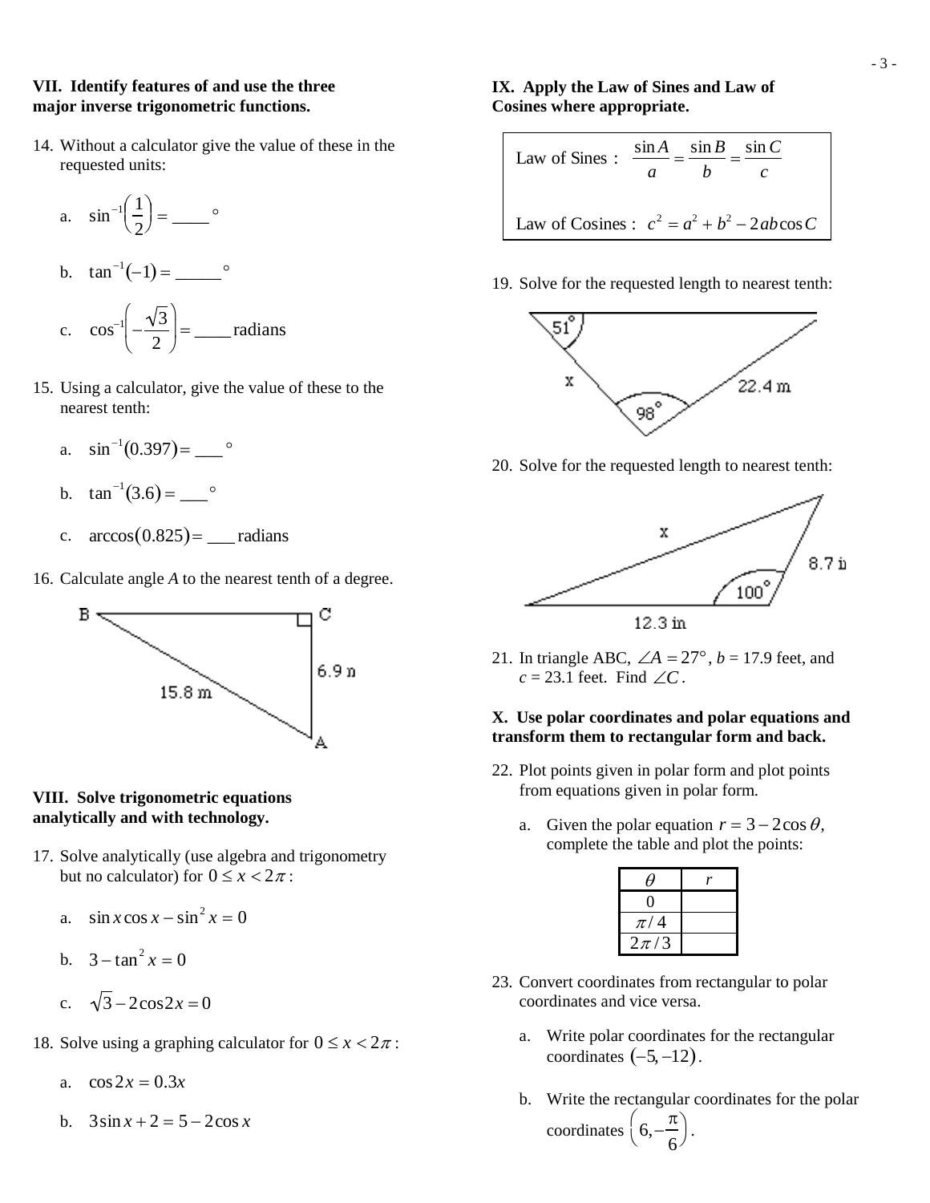**VII. Identify features of and use the three major inverse trigonometric functions.**

14. Without a calculator give the value of these in the requested units:

    a. $\sin^{-1}\left(\frac{1}{2}\right) = \_\_\_\_°$

    b. $\tan^{-1}(-1) = \_\_\_\_\_°$

    c. $\cos^{-1}\left(-\frac{\sqrt{3}}{2}\right) = \_\_\_\_$ radians

15. Using a calculator, give the value of these to the nearest tenth:

    a. $\sin^{-1}(0.397) = \_\_\_°$

    b. $\tan^{-1}(3.6) = \_\_\_°$

    c. $\arccos(0.825) = \_\_\_$ radians

16. Calculate angle *A* to the nearest tenth of a degree.

    (Right triangle with vertices B, C, A; right angle at C; BA = 15.8 m; CA = 6.9 m)

**VIII. Solve trigonometric equations analytically and with technology.**

17. Solve analytically (use algebra and trigonometry but no calculator) for $0 \le x < 2\pi$:

    a. $\sin x \cos x - \sin^2 x = 0$

    b. $3 - \tan^2 x = 0$

    c. $\sqrt{3} - 2\cos 2x = 0$

18. Solve using a graphing calculator for $0 \le x < 2\pi$:

    a. $\cos 2x = 0.3x$

    b. $3\sin x + 2 = 5 - 2\cos x$

**IX. Apply the Law of Sines and Law of Cosines where appropriate.**

Law of Sines : $\frac{\sin A}{a} = \frac{\sin B}{b} = \frac{\sin C}{c}$

Law of Cosines : $c^2 = a^2 + b^2 - 2ab\cos C$

19. Solve for the requested length to nearest tenth:

    (Triangle with angles 51° and 98°; side x between them; side 22.4 m)

20. Solve for the requested length to nearest tenth:

    (Triangle with sides 12.3 in and 8.7 in, included angle 100°; side x opposite)

21. In triangle ABC, $\angle A = 27°$, *b* = 17.9 feet, and *c* = 23.1 feet. Find $\angle C$.

**X. Use polar coordinates and polar equations and transform them to rectangular form and back.**

22. Plot points given in polar form and plot points from equations given in polar form.

    a. Given the polar equation $r = 3 - 2\cos\theta$, complete the table and plot the points:

| $\theta$ | $r$ |
|---|---|
| 0 | |
| $\pi/4$ | |
| $2\pi/3$ | |

23. Convert coordinates from rectangular to polar coordinates and vice versa.

    a. Write polar coordinates for the rectangular coordinates $(-5, -12)$.

    b. Write the rectangular coordinates for the polar coordinates $\left(6, -\frac{\pi}{6}\right)$.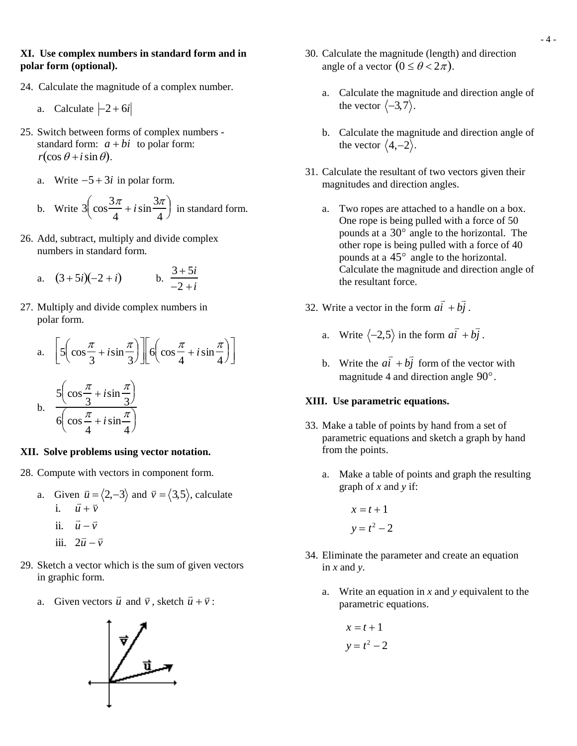**XI. Use complex numbers in standard form and in polar form (optional).**

24. Calculate the magnitude of a complex number.

    a. Calculate $|-2+6i|$

25. Switch between forms of complex numbers - standard form: $a+bi$ to polar form: $r(\cos\theta + i\sin\theta)$.

    a. Write $-5+3i$ in polar form.

    b. Write $3\left(\cos\frac{3\pi}{4} + i\sin\frac{3\pi}{4}\right)$ in standard form.

26. Add, subtract, multiply and divide complex numbers in standard form.

    a. $(3+5i)(-2+i)$ b. $\dfrac{3+5i}{-2+i}$

27. Multiply and divide complex numbers in polar form.

    a. $\left[5\left(\cos\frac{\pi}{3} + i\sin\frac{\pi}{3}\right)\right]\left[6\left(\cos\frac{\pi}{4} + i\sin\frac{\pi}{4}\right)\right]$

    b. $\dfrac{5\left(\cos\frac{\pi}{3} + i\sin\frac{\pi}{3}\right)}{6\left(\cos\frac{\pi}{4} + i\sin\frac{\pi}{4}\right)}$

**XII. Solve problems using vector notation.**

28. Compute with vectors in component form.

    a. Given $\vec{u} = \langle 2,-3\rangle$ and $\vec{v} = \langle 3,5\rangle$, calculate
       i. $\vec{u}+\vec{v}$
       ii. $\vec{u}-\vec{v}$
       iii. $2\vec{u}-\vec{v}$

29. Sketch a vector which is the sum of given vectors in graphic form.

    a. Given vectors $\vec{u}$ and $\vec{v}$, sketch $\vec{u}+\vec{v}$:

30. Calculate the magnitude (length) and direction angle of a vector $(0 \le \theta < 2\pi)$.

    a. Calculate the magnitude and direction angle of the vector $\langle -3,7\rangle$.

    b. Calculate the magnitude and direction angle of the vector $\langle 4,-2\rangle$.

31. Calculate the resultant of two vectors given their magnitudes and direction angles.

    a. Two ropes are attached to a handle on a box. One rope is being pulled with a force of 50 pounds at a $30°$ angle to the horizontal. The other rope is being pulled with a force of 40 pounds at a $45°$ angle to the horizontal. Calculate the magnitude and direction angle of the resultant force.

32. Write a vector in the form $a\vec{i} + b\vec{j}$.

    a. Write $\langle -2,5\rangle$ in the form $a\vec{i} + b\vec{j}$.

    b. Write the $a\vec{i} + b\vec{j}$ form of the vector with magnitude 4 and direction angle $90°$.

**XIII. Use parametric equations.**

33. Make a table of points by hand from a set of parametric equations and sketch a graph by hand from the points.

    a. Make a table of points and graph the resulting graph of *x* and *y* if:

$$x = t+1$$
$$y = t^2 - 2$$

34. Eliminate the parameter and create an equation in *x* and *y*.

    a. Write an equation in *x* and *y* equivalent to the parametric equations.

$$x = t+1$$
$$y = t^2 - 2$$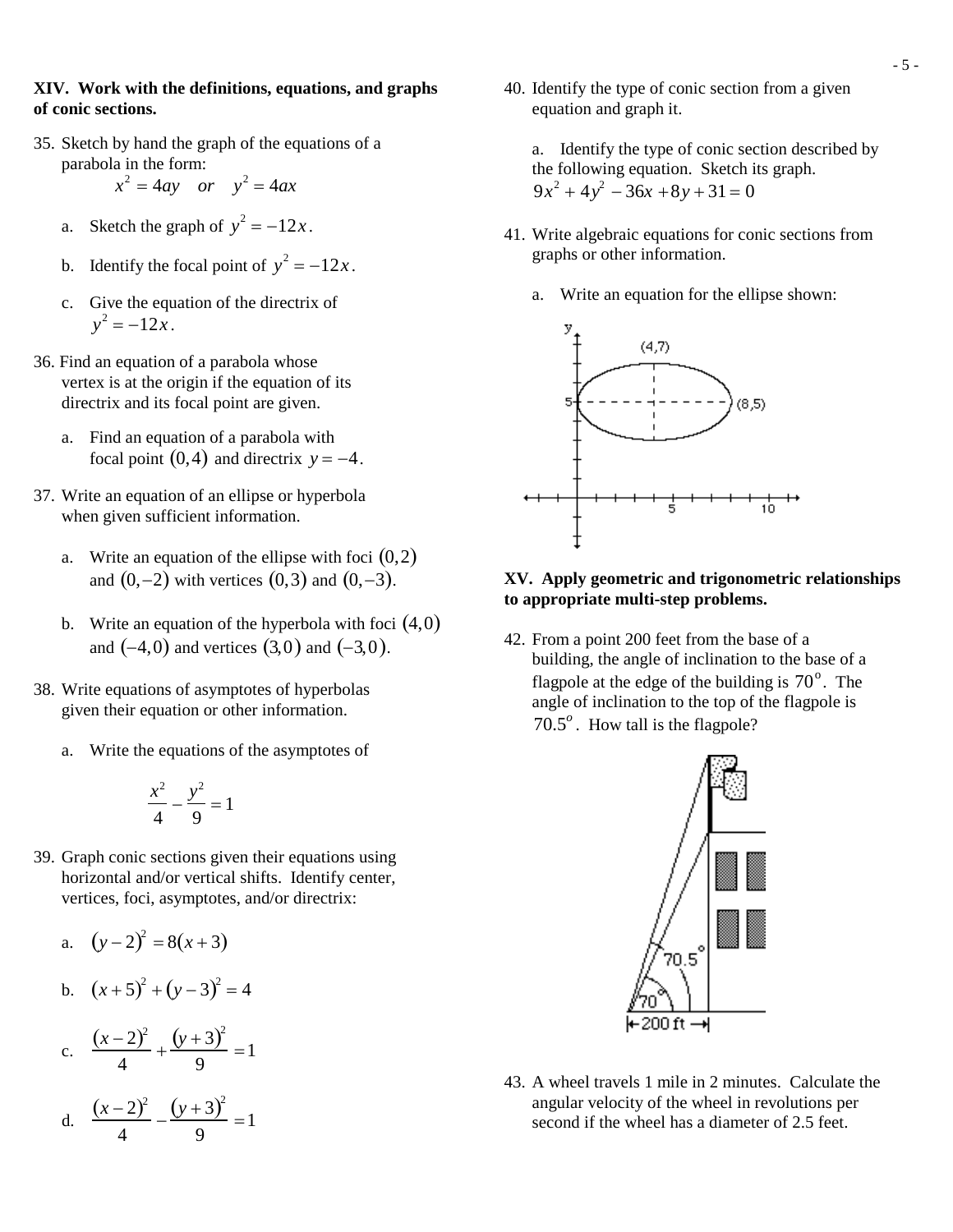**XIV. Work with the definitions, equations, and graphs of conic sections.**

35. Sketch by hand the graph of the equations of a parabola in the form:

$$x^2 = 4ay \quad or \quad y^2 = 4ax$$

   a. Sketch the graph of $y^2 = -12x$.

   b. Identify the focal point of $y^2 = -12x$.

   c. Give the equation of the directrix of $y^2 = -12x$.

36. Find an equation of a parabola whose vertex is at the origin if the equation of its directrix and its focal point are given.

   a. Find an equation of a parabola with focal point $(0,4)$ and directrix $y = -4$.

37. Write an equation of an ellipse or hyperbola when given sufficient information.

   a. Write an equation of the ellipse with foci $(0,2)$ and $(0,-2)$ with vertices $(0,3)$ and $(0,-3)$.

   b. Write an equation of the hyperbola with foci $(4,0)$ and $(-4,0)$ and vertices $(3,0)$ and $(-3,0)$.

38. Write equations of asymptotes of hyperbolas given their equation or other information.

   a. Write the equations of the asymptotes of

$$\frac{x^2}{4} - \frac{y^2}{9} = 1$$

39. Graph conic sections given their equations using horizontal and/or vertical shifts. Identify center, vertices, foci, asymptotes, and/or directrix:

   a. $(y-2)^2 = 8(x+3)$

   b. $(x+5)^2 + (y-3)^2 = 4$

   c. $\dfrac{(x-2)^2}{4} + \dfrac{(y+3)^2}{9} = 1$

   d. $\dfrac{(x-2)^2}{4} - \dfrac{(y+3)^2}{9} = 1$

40. Identify the type of conic section from a given equation and graph it.

   a. Identify the type of conic section described by the following equation. Sketch its graph.
   $9x^2 + 4y^2 - 36x + 8y + 31 = 0$

41. Write algebraic equations for conic sections from graphs or other information.

   a. Write an equation for the ellipse shown:

   (4,7)  (8,5)  5  5  10

**XV. Apply geometric and trigonometric relationships to appropriate multi-step problems.**

42. From a point 200 feet from the base of a building, the angle of inclination to the base of a flagpole at the edge of the building is $70^o$. The angle of inclination to the top of the flagpole is $70.5^o$. How tall is the flagpole?

   70.5°  70°  200 ft

43. A wheel travels 1 mile in 2 minutes. Calculate the angular velocity of the wheel in revolutions per second if the wheel has a diameter of 2.5 feet.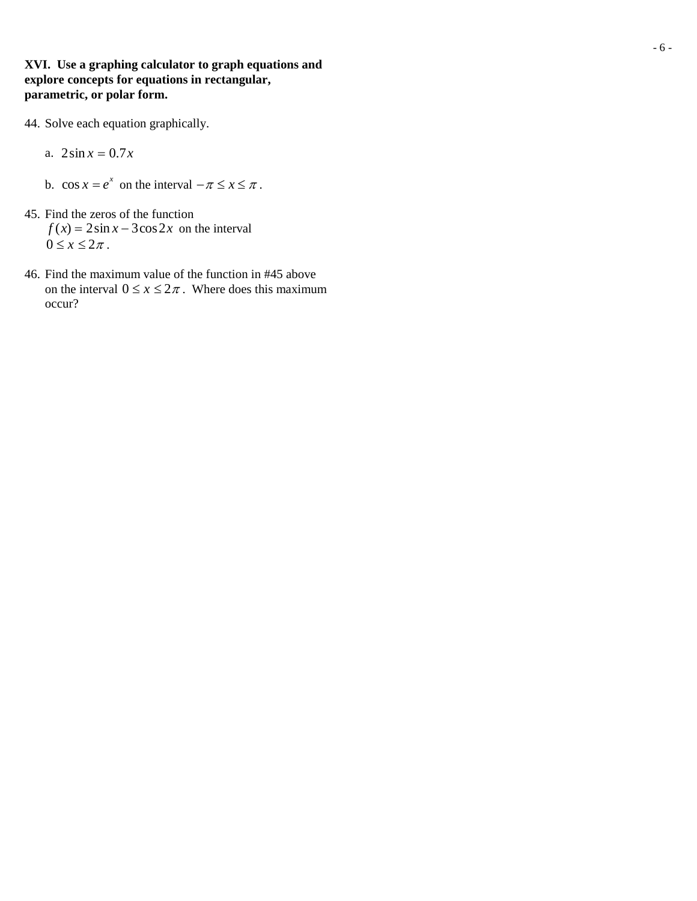**XVI. Use a graphing calculator to graph equations and explore concepts for equations in rectangular, parametric, or polar form.**

44. Solve each equation graphically.

    a. $2\sin x = 0.7x$

    b. $\cos x = e^x$ on the interval $-\pi \le x \le \pi$.

45. Find the zeros of the function $f(x) = 2\sin x - 3\cos 2x$ on the interval $0 \le x \le 2\pi$.

46. Find the maximum value of the function in #45 above on the interval $0 \le x \le 2\pi$. Where does this maximum occur?